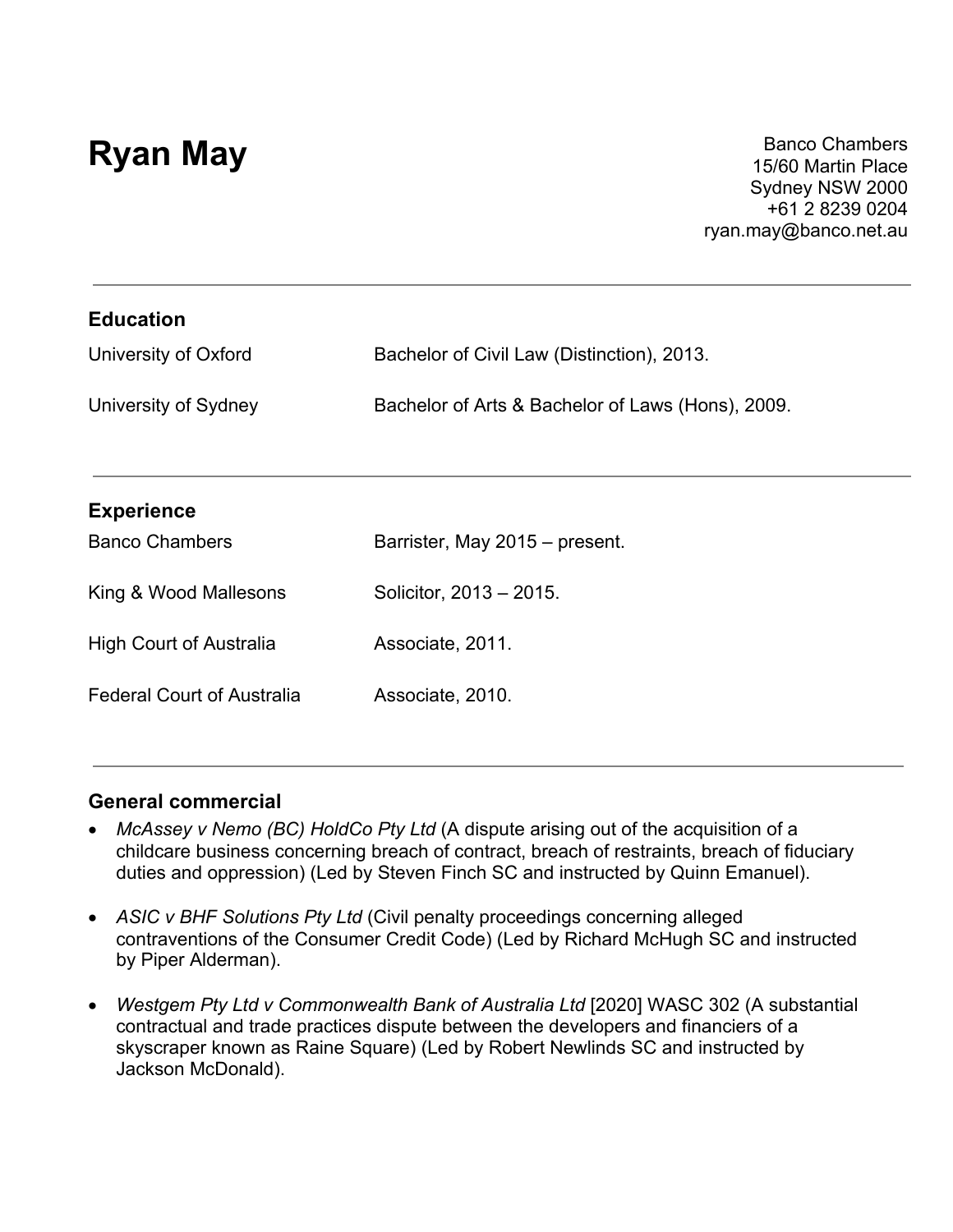# Ryan May

Banco Chambers
15/60 Martin Place
Sydney NSW 2000
+61 2 8239 0204
ryan.may@banco.net.au

---

## Education

| | |
|---|---|
| University of Oxford | Bachelor of Civil Law (Distinction), 2013. |
| University of Sydney | Bachelor of Arts & Bachelor of Laws (Hons), 2009. |

---

## Experience

| | |
|---|---|
| Banco Chambers | Barrister, May 2015 – present. |
| King & Wood Mallesons | Solicitor, 2013 – 2015. |
| High Court of Australia | Associate, 2011. |
| Federal Court of Australia | Associate, 2010. |

---

## General commercial

- *McAssey v Nemo (BC) HoldCo Pty Ltd* (A dispute arising out of the acquisition of a childcare business concerning breach of contract, breach of restraints, breach of fiduciary duties and oppression) (Led by Steven Finch SC and instructed by Quinn Emanuel).

- *ASIC v BHF Solutions Pty Ltd* (Civil penalty proceedings concerning alleged contraventions of the Consumer Credit Code) (Led by Richard McHugh SC and instructed by Piper Alderman).

- *Westgem Pty Ltd v Commonwealth Bank of Australia Ltd* [2020] WASC 302 (A substantial contractual and trade practices dispute between the developers and financiers of a skyscraper known as Raine Square) (Led by Robert Newlinds SC and instructed by Jackson McDonald).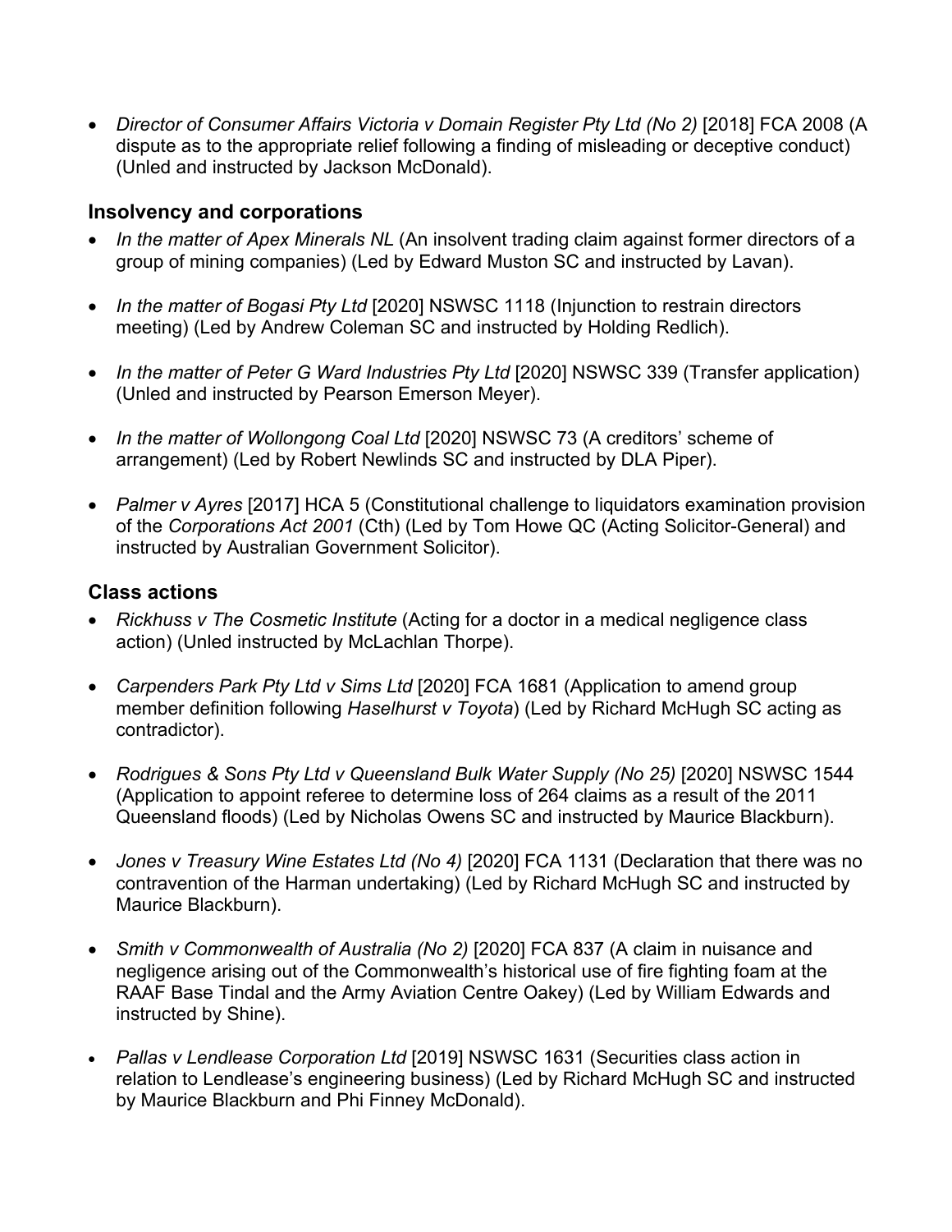- *Director of Consumer Affairs Victoria v Domain Register Pty Ltd (No 2)* [2018] FCA 2008 (A dispute as to the appropriate relief following a finding of misleading or deceptive conduct) (Unled and instructed by Jackson McDonald).

## Insolvency and corporations

- *In the matter of Apex Minerals NL* (An insolvent trading claim against former directors of a group of mining companies) (Led by Edward Muston SC and instructed by Lavan).

- *In the matter of Bogasi Pty Ltd* [2020] NSWSC 1118 (Injunction to restrain directors meeting) (Led by Andrew Coleman SC and instructed by Holding Redlich).

- *In the matter of Peter G Ward Industries Pty Ltd* [2020] NSWSC 339 (Transfer application) (Unled and instructed by Pearson Emerson Meyer).

- *In the matter of Wollongong Coal Ltd* [2020] NSWSC 73 (A creditors' scheme of arrangement) (Led by Robert Newlinds SC and instructed by DLA Piper).

- *Palmer v Ayres* [2017] HCA 5 (Constitutional challenge to liquidators examination provision of the *Corporations Act 2001* (Cth) (Led by Tom Howe QC (Acting Solicitor-General) and instructed by Australian Government Solicitor).

## Class actions

- *Rickhuss v The Cosmetic Institute* (Acting for a doctor in a medical negligence class action) (Unled instructed by McLachlan Thorpe).

- *Carpenders Park Pty Ltd v Sims Ltd* [2020] FCA 1681 (Application to amend group member definition following *Haselhurst v Toyota*) (Led by Richard McHugh SC acting as contradictor).

- *Rodrigues & Sons Pty Ltd v Queensland Bulk Water Supply (No 25)* [2020] NSWSC 1544 (Application to appoint referee to determine loss of 264 claims as a result of the 2011 Queensland floods) (Led by Nicholas Owens SC and instructed by Maurice Blackburn).

- *Jones v Treasury Wine Estates Ltd (No 4)* [2020] FCA 1131 (Declaration that there was no contravention of the Harman undertaking) (Led by Richard McHugh SC and instructed by Maurice Blackburn).

- *Smith v Commonwealth of Australia (No 2)* [2020] FCA 837 (A claim in nuisance and negligence arising out of the Commonwealth's historical use of fire fighting foam at the RAAF Base Tindal and the Army Aviation Centre Oakey) (Led by William Edwards and instructed by Shine).

- *Pallas v Lendlease Corporation Ltd* [2019] NSWSC 1631 (Securities class action in relation to Lendlease's engineering business) (Led by Richard McHugh SC and instructed by Maurice Blackburn and Phi Finney McDonald).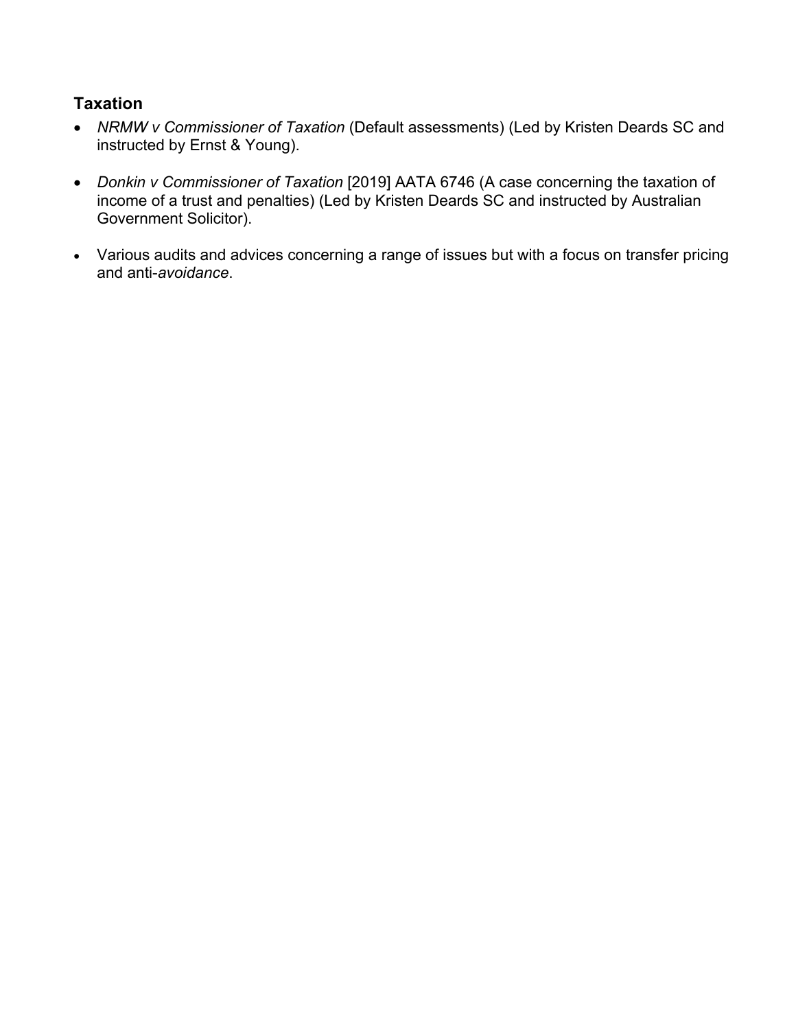### Taxation

- *NRMW v Commissioner of Taxation* (Default assessments) (Led by Kristen Deards SC and instructed by Ernst & Young).

- *Donkin v Commissioner of Taxation* [2019] AATA 6746 (A case concerning the taxation of income of a trust and penalties) (Led by Kristen Deards SC and instructed by Australian Government Solicitor).

- Various audits and advices concerning a range of issues but with a focus on transfer pricing and anti-*avoidance*.